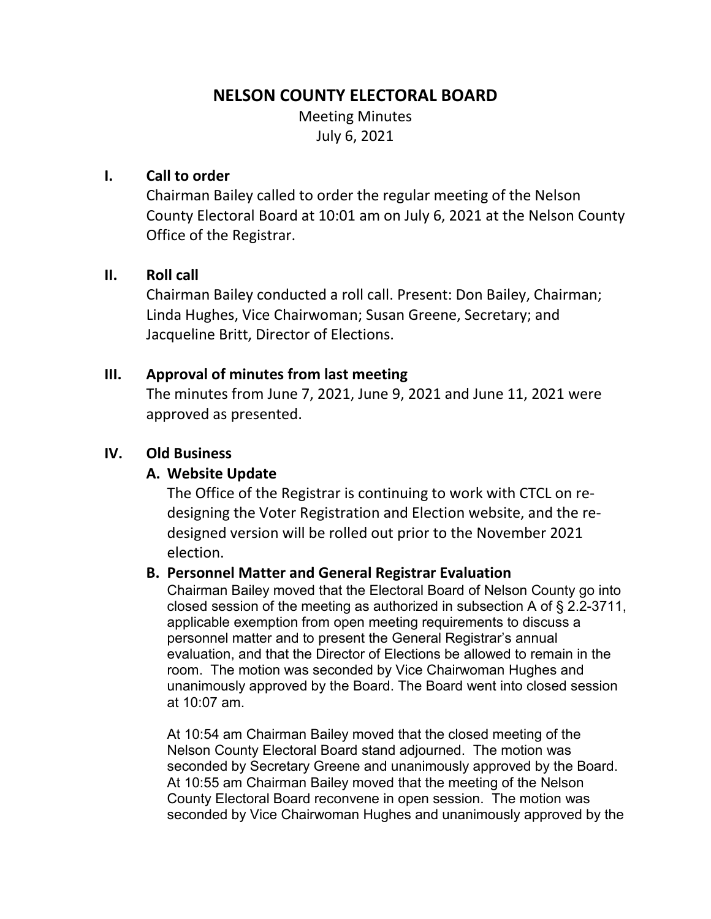# NELSON COUNTY ELECTORAL BOARD

Meeting Minutes
July 6, 2021

## I. Call to order

Chairman Bailey called to order the regular meeting of the Nelson County Electoral Board at 10:01 am on July 6, 2021 at the Nelson County Office of the Registrar.

## II. Roll call

Chairman Bailey conducted a roll call. Present: Don Bailey, Chairman; Linda Hughes, Vice Chairwoman; Susan Greene, Secretary; and Jacqueline Britt, Director of Elections.

## III. Approval of minutes from last meeting

The minutes from June 7, 2021, June 9, 2021 and June 11, 2021 were approved as presented.

## IV. Old Business

### A. Website Update

The Office of the Registrar is continuing to work with CTCL on re-designing the Voter Registration and Election website, and the re-designed version will be rolled out prior to the November 2021 election.

### B. Personnel Matter and General Registrar Evaluation

Chairman Bailey moved that the Electoral Board of Nelson County go into closed session of the meeting as authorized in subsection A of § 2.2-3711, applicable exemption from open meeting requirements to discuss a personnel matter and to present the General Registrar's annual evaluation, and that the Director of Elections be allowed to remain in the room. The motion was seconded by Vice Chairwoman Hughes and unanimously approved by the Board. The Board went into closed session at 10:07 am.

At 10:54 am Chairman Bailey moved that the closed meeting of the Nelson County Electoral Board stand adjourned. The motion was seconded by Secretary Greene and unanimously approved by the Board. At 10:55 am Chairman Bailey moved that the meeting of the Nelson County Electoral Board reconvene in open session. The motion was seconded by Vice Chairwoman Hughes and unanimously approved by the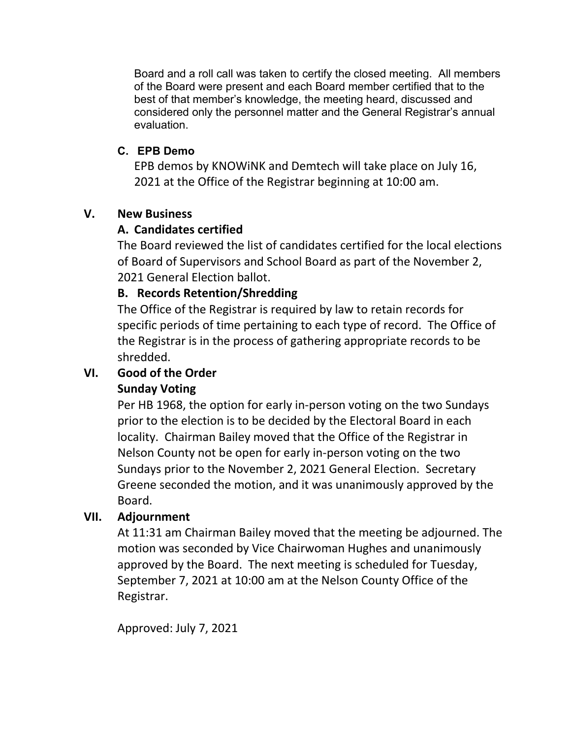Board and a roll call was taken to certify the closed meeting. All members of the Board were present and each Board member certified that to the best of that member's knowledge, the meeting heard, discussed and considered only the personnel matter and the General Registrar's annual evaluation.

**C. EPB Demo**

EPB demos by KNOWiNK and Demtech will take place on July 16, 2021 at the Office of the Registrar beginning at 10:00 am.

## V. New Business

**A. Candidates certified**

The Board reviewed the list of candidates certified for the local elections of Board of Supervisors and School Board as part of the November 2, 2021 General Election ballot.

**B. Records Retention/Shredding**

The Office of the Registrar is required by law to retain records for specific periods of time pertaining to each type of record. The Office of the Registrar is in the process of gathering appropriate records to be shredded.

## VI. Good of the Order

**Sunday Voting**

Per HB 1968, the option for early in-person voting on the two Sundays prior to the election is to be decided by the Electoral Board in each locality. Chairman Bailey moved that the Office of the Registrar in Nelson County not be open for early in-person voting on the two Sundays prior to the November 2, 2021 General Election. Secretary Greene seconded the motion, and it was unanimously approved by the Board.

## VII. Adjournment

At 11:31 am Chairman Bailey moved that the meeting be adjourned. The motion was seconded by Vice Chairwoman Hughes and unanimously approved by the Board. The next meeting is scheduled for Tuesday, September 7, 2021 at 10:00 am at the Nelson County Office of the Registrar.

Approved: July 7, 2021